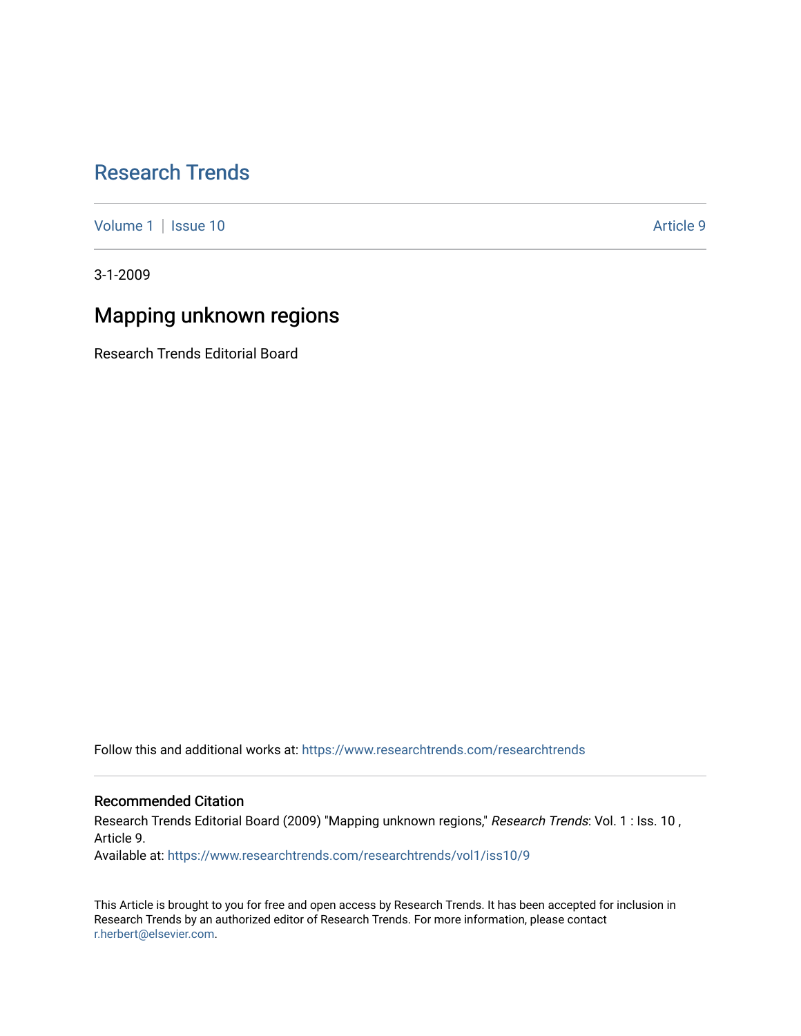# Research Trends

Volume 1 | Issue 10 | Article 9

3-1-2009

## Mapping unknown regions

Research Trends Editorial Board

Follow this and additional works at: https://www.researchtrends.com/researchtrends

### Recommended Citation

Research Trends Editorial Board (2009) "Mapping unknown regions," *Research Trends*: Vol. 1 : Iss. 10 , Article 9.

Available at: https://www.researchtrends.com/researchtrends/vol1/iss10/9

This Article is brought to you for free and open access by Research Trends. It has been accepted for inclusion in Research Trends by an authorized editor of Research Trends. For more information, please contact r.herbert@elsevier.com.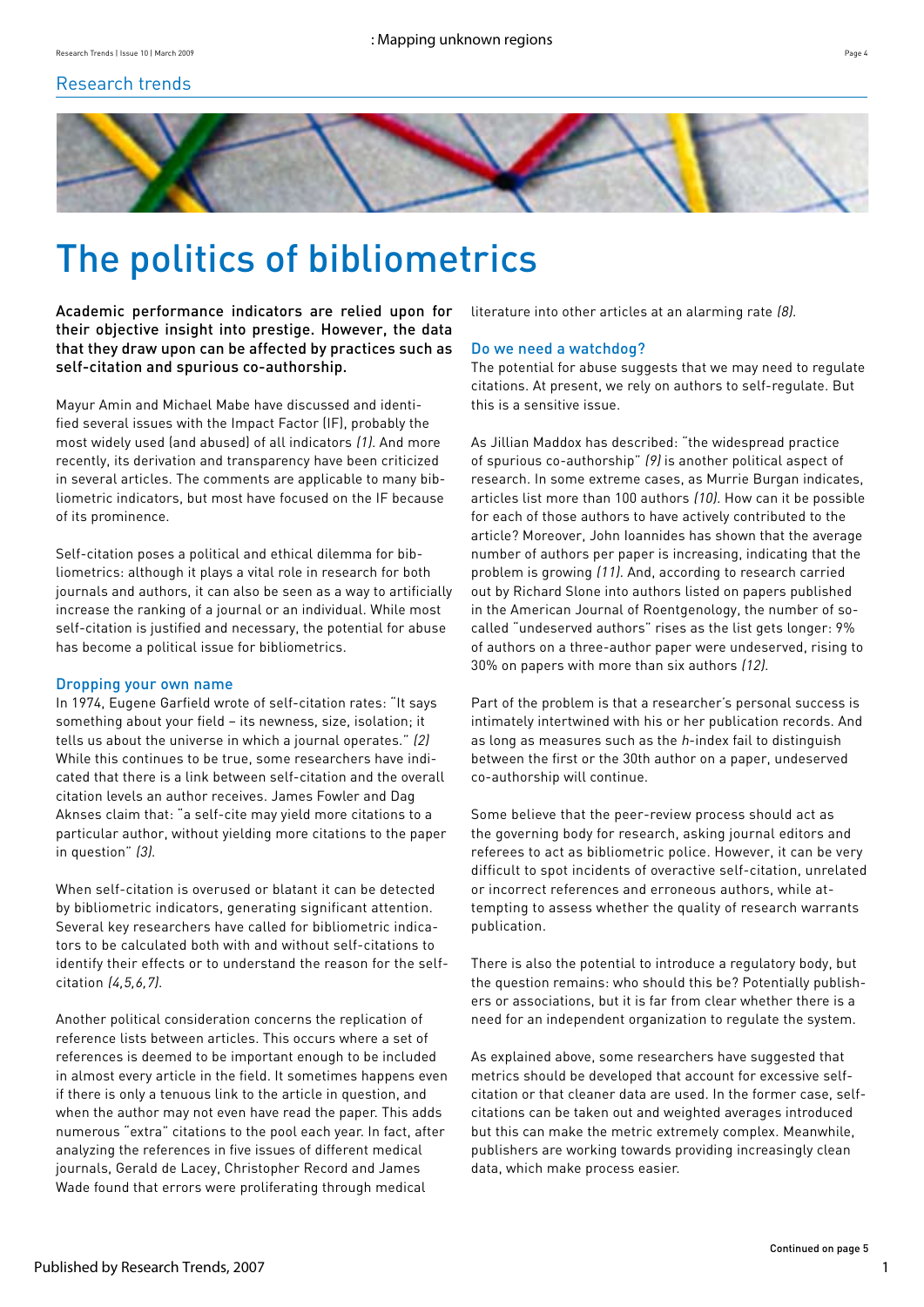# The politics of bibliometrics

**Academic performance indicators are relied upon for their objective insight into prestige. However, the data that they draw upon can be affected by practices such as self-citation and spurious co-authorship.**

Mayur Amin and Michael Mabe have discussed and identified several issues with the Impact Factor (IF), probably the most widely used (and abused) of all indicators *(1)*. And more recently, its derivation and transparency have been criticized in several articles. The comments are applicable to many bibliometric indicators, but most have focused on the IF because of its prominence.

Self-citation poses a political and ethical dilemma for bibliometrics: although it plays a vital role in research for both journals and authors, it can also be seen as a way to artificially increase the ranking of a journal or an individual. While most self-citation is justified and necessary, the potential for abuse has become a political issue for bibliometrics.

## Dropping your own name

In 1974, Eugene Garfield wrote of self-citation rates: "It says something about your field – its newness, size, isolation; it tells us about the universe in which a journal operates." *(2)* While this continues to be true, some researchers have indicated that there is a link between self-citation and the overall citation levels an author receives. James Fowler and Dag Aksnes claim that: "a self-cite may yield more citations to a particular author, without yielding more citations to the paper in question" *(3)*.

When self-citation is overused or blatant it can be detected by bibliometric indicators, generating significant attention. Several key researchers have called for bibliometric indicators to be calculated both with and without self-citations to identify their effects or to understand the reason for the self-citation *(4,5,6,7)*.

Another political consideration concerns the replication of reference lists between articles. This occurs where a set of references is deemed to be important enough to be included in almost every article in the field. It sometimes happens even if there is only a tenuous link to the article in question, and when the author may not even have read the paper. This adds numerous "extra" citations to the pool each year. In fact, after analyzing the references in five issues of different medical journals, Gerald de Lacey, Christopher Record and James Wade found that errors were proliferating through medical literature into other articles at an alarming rate *(8)*.

## Do we need a watchdog?

The potential for abuse suggests that we may need to regulate citations. At present, we rely on authors to self-regulate. But this is a sensitive issue.

As Jillian Maddox has described: "the widespread practice of spurious co-authorship" *(9)* is another political aspect of research. In some extreme cases, as Murrie Burgan indicates, articles list more than 100 authors *(10)*. How can it be possible for each of those authors to have actively contributed to the article? Moreover, John Ioannides has shown that the average number of authors per paper is increasing, indicating that the problem is growing *(11)*. And, according to research carried out by Richard Slone into authors listed on papers published in the American Journal of Roentgenology, the number of so-called "undeserved authors" rises as the list gets longer: 9% of authors on a three-author paper were undeserved, rising to 30% on papers with more than six authors *(12)*.

Part of the problem is that a researcher's personal success is intimately intertwined with his or her publication records. And as long as measures such as the *h*-index fail to distinguish between the first or the 30th author on a paper, undeserved co-authorship will continue.

Some believe that the peer-review process should act as the governing body for research, asking journal editors and referees to act as bibliometric police. However, it can be very difficult to spot incidents of overactive self-citation, unrelated or incorrect references and erroneous authors, while attempting to assess whether the quality of research warrants publication.

There is also the potential to introduce a regulatory body, but the question remains: who should this be? Potentially publishers or associations, but it is far from clear whether there is a need for an independent organization to regulate the system.

As explained above, some researchers have suggested that metrics should be developed that account for excessive self-citation or that cleaner data are used. In the former case, self-citations can be taken out and weighted averages introduced but this can make the metric extremely complex. Meanwhile, publishers are working towards providing increasingly clean data, which make process easier.

Continued on page 5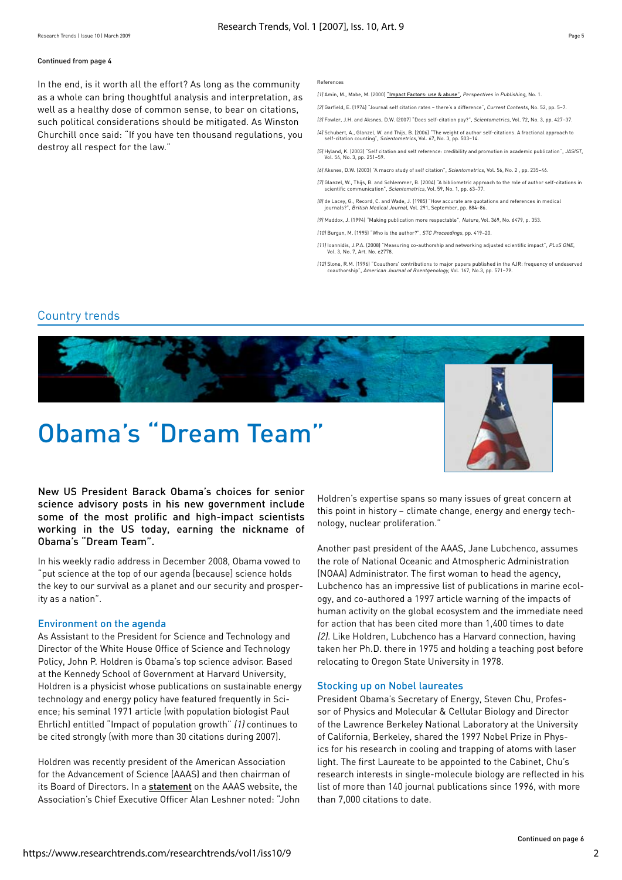Continued from page 4

In the end, is it worth all the effort? As long as the community as a whole can bring thoughtful analysis and interpretation, as well as a healthy dose of common sense, to bear on citations, such political considerations should be mitigated. As Winston Churchill once said: "If you have ten thousand regulations, you destroy all respect for the law."

References

*(1)* Amin, M., Mabe, M. (2000) "Impact Factors: use & abuse", *Perspectives in Publishing*, No. 1.

*(2)* Garfield, E. (1974) "Journal self citation rates – there's a difference", *Current Contents*, No. 52, pp. 5–7.

*(3)* Fowler, J.H. and Aksnes, D.W. (2007) "Does self-citation pay?", *Scientometrics*, Vol. 72, No. 3, pp. 427–37.

*(4)* Schubert, A., Glanzel, W. and Thijs, B. (2006) "The weight of author self-citations. A fractional approach to self-citation counting", *Scientometrics*, Vol. 67, No. 3, pp. 503–14.

*(5)* Hyland, K. (2003) "Self citation and self reference: credibility and promotion in academic publication", *JASIST*, Vol. 54, No. 3, pp. 251–59.

*(6)* Aksnes, D.W. (2003) "A macro study of self citation", *Scientometrics*, Vol. 56, No. 2 , pp. 235–46.

*(7)* Glanzel, W., Thijs, B. and Schlemmer, B. (2004) "A bibliometric approach to the role of author self-citations in scientific communication", *Scientometrics*, Vol. 59, No. 1, pp. 63–77.

*(8)* de Lacey, G., Record, C. and Wade, J. (1985) "How accurate are quotations and references in medical journals?", *British Medical Journal*, Vol. 291, September, pp. 884–86.

*(9)* Maddox, J. (1994) "Making publication more respectable", *Nature*, Vol. 369, No. 6479, p. 353.

*(10)* Burgan, M. (1995) "Who is the author?", *STC Proceedings*, pp. 419–20.

*(11)* Ioannidis, J.P.A. (2008) "Measuring co-authorship and networking adjusted scientific impact", *PLoS ONE*, Vol. 3, No. 7, Art. No. e2778.

*(12)* Slone, R.M. (1996) "Coauthors' contributions to major papers published in the AJR: frequency of undeserved coauthorship", *American Journal of Roentgenology*, Vol. 167, No.3, pp. 571–79.

## Country trends

# Obama's "Dream Team"

**New US President Barack Obama's choices for senior science advisory posts in his new government include some of the most prolific and high-impact scientists working in the US today, earning the nickname of Obama's "Dream Team".**

In his weekly radio address in December 2008, Obama vowed to "put science at the top of our agenda [because] science holds the key to our survival as a planet and our security and prosperity as a nation".

### Environment on the agenda

As Assistant to the President for Science and Technology and Director of the White House Office of Science and Technology Policy, John P. Holdren is Obama's top science advisor. Based at the Kennedy School of Government at Harvard University, Holdren is a physicist whose publications on sustainable energy technology and energy policy have featured frequently in Science; his seminal 1971 article (with population biologist Paul Ehrlich) entitled "Impact of population growth" *(1)* continues to be cited strongly (with more than 30 citations during 2007).

Holdren was recently president of the American Association for the Advancement of Science (AAAS) and then chairman of its Board of Directors. In a statement on the AAAS website, the Association's Chief Executive Officer Alan Leshner noted: "John Holdren's expertise spans so many issues of great concern at this point in history – climate change, energy and energy technology, nuclear proliferation."

Another past president of the AAAS, Jane Lubchenco, assumes the role of National Oceanic and Atmospheric Administration (NOAA) Administrator. The first woman to head the agency, Lubchenco has an impressive list of publications in marine ecology, and co-authored a 1997 article warning of the impacts of human activity on the global ecosystem and the immediate need for action that has been cited more than 1,400 times to date *(2)*. Like Holdren, Lubchenco has a Harvard connection, having taken her Ph.D. there in 1975 and holding a teaching post before relocating to Oregon State University in 1978.

### Stocking up on Nobel laureates

President Obama's Secretary of Energy, Steven Chu, Professor of Physics and Molecular & Cellular Biology and Director of the Lawrence Berkeley National Laboratory at the University of California, Berkeley, shared the 1997 Nobel Prize in Physics for his research in cooling and trapping of atoms with laser light. The first Laureate to be appointed to the Cabinet, Chu's research interests in single-molecule biology are reflected in his list of more than 140 journal publications since 1996, with more than 7,000 citations to date.

Continued on page 6